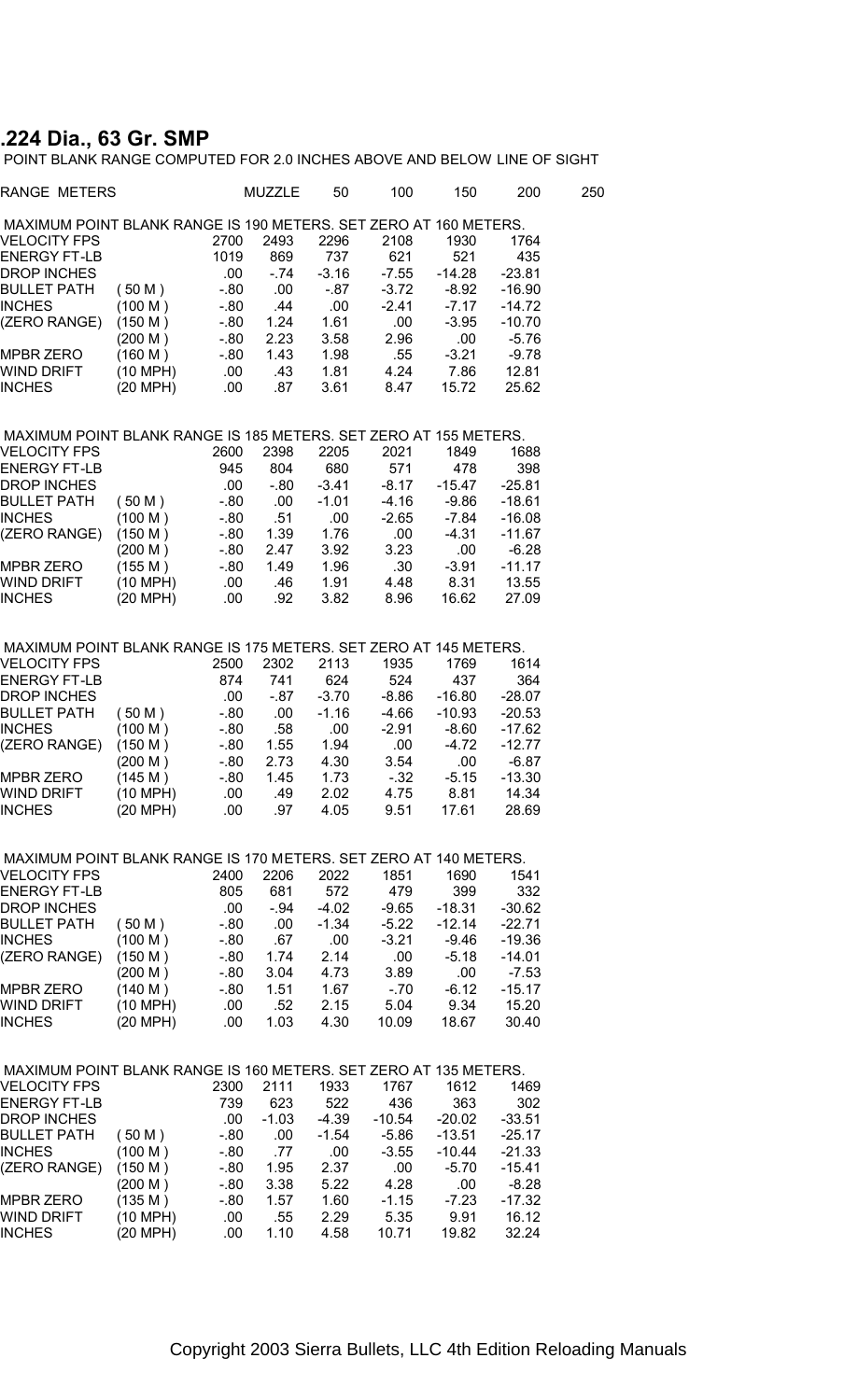# .224 Dia., 63 Gr. SMP

POINT BLANK RANGE COMPUTED FOR 2.0 INCHES ABOVE AND BELOW LINE OF SIGHT

### MAXIMUM POINT BLANK RANGE IS 190 METERS. SET ZERO AT 160 METERS.

| RANGE METERS | | MUZZLE | 50 | 100 | 150 | 200 | 250 |
|---|---|---|---|---|---|---|---|
| VELOCITY FPS | | 2700 | 2493 | 2296 | 2108 | 1930 | 1764 |
| ENERGY FT-LB | | 1019 | 869 | 737 | 621 | 521 | 435 |
| DROP INCHES | | .00 | -.74 | -3.16 | -7.55 | -14.28 | -23.81 |
| BULLET PATH | ( 50 M ) | -.80 | .00 | -.87 | -3.72 | -8.92 | -16.90 |
| INCHES | (100 M ) | -.80 | .44 | .00 | -2.41 | -7.17 | -14.72 |
| (ZERO RANGE) | (150 M ) | -.80 | 1.24 | 1.61 | .00 | -3.95 | -10.70 |
| | (200 M ) | -.80 | 2.23 | 3.58 | 2.96 | .00 | -5.76 |
| MPBR ZERO | (160 M ) | -.80 | 1.43 | 1.98 | .55 | -3.21 | -9.78 |
| WIND DRIFT | (10 MPH) | .00 | .43 | 1.81 | 4.24 | 7.86 | 12.81 |
| INCHES | (20 MPH) | .00 | .87 | 3.61 | 8.47 | 15.72 | 25.62 |

### MAXIMUM POINT BLANK RANGE IS 185 METERS. SET ZERO AT 155 METERS.

| RANGE METERS | | MUZZLE | 50 | 100 | 150 | 200 | 250 |
|---|---|---|---|---|---|---|---|
| VELOCITY FPS | | 2600 | 2398 | 2205 | 2021 | 1849 | 1688 |
| ENERGY FT-LB | | 945 | 804 | 680 | 571 | 478 | 398 |
| DROP INCHES | | .00 | -.80 | -3.41 | -8.17 | -15.47 | -25.81 |
| BULLET PATH | ( 50 M ) | -.80 | .00 | -1.01 | -4.16 | -9.86 | -18.61 |
| INCHES | (100 M ) | -.80 | .51 | .00 | -2.65 | -7.84 | -16.08 |
| (ZERO RANGE) | (150 M ) | -.80 | 1.39 | 1.76 | .00 | -4.31 | -11.67 |
| | (200 M ) | -.80 | 2.47 | 3.92 | 3.23 | .00 | -6.28 |
| MPBR ZERO | (155 M ) | -.80 | 1.49 | 1.96 | .30 | -3.91 | -11.17 |
| WIND DRIFT | (10 MPH) | .00 | .46 | 1.91 | 4.48 | 8.31 | 13.55 |
| INCHES | (20 MPH) | .00 | .92 | 3.82 | 8.96 | 16.62 | 27.09 |

### MAXIMUM POINT BLANK RANGE IS 175 METERS. SET ZERO AT 145 METERS.

| RANGE METERS | | MUZZLE | 50 | 100 | 150 | 200 | 250 |
|---|---|---|---|---|---|---|---|
| VELOCITY FPS | | 2500 | 2302 | 2113 | 1935 | 1769 | 1614 |
| ENERGY FT-LB | | 874 | 741 | 624 | 524 | 437 | 364 |
| DROP INCHES | | .00 | -.87 | -3.70 | -8.86 | -16.80 | -28.07 |
| BULLET PATH | ( 50 M ) | -.80 | .00 | -1.16 | -4.66 | -10.93 | -20.53 |
| INCHES | (100 M ) | -.80 | .58 | .00 | -2.91 | -8.60 | -17.62 |
| (ZERO RANGE) | (150 M ) | -.80 | 1.55 | 1.94 | .00 | -4.72 | -12.77 |
| | (200 M ) | -.80 | 2.73 | 4.30 | 3.54 | .00 | -6.87 |
| MPBR ZERO | (145 M ) | -.80 | 1.45 | 1.73 | -.32 | -5.15 | -13.30 |
| WIND DRIFT | (10 MPH) | .00 | .49 | 2.02 | 4.75 | 8.81 | 14.34 |
| INCHES | (20 MPH) | .00 | .97 | 4.05 | 9.51 | 17.61 | 28.69 |

### MAXIMUM POINT BLANK RANGE IS 170 METERS. SET ZERO AT 140 METERS.

| RANGE METERS | | MUZZLE | 50 | 100 | 150 | 200 | 250 |
|---|---|---|---|---|---|---|---|
| VELOCITY FPS | | 2400 | 2206 | 2022 | 1851 | 1690 | 1541 |
| ENERGY FT-LB | | 805 | 681 | 572 | 479 | 399 | 332 |
| DROP INCHES | | .00 | -.94 | -4.02 | -9.65 | -18.31 | -30.62 |
| BULLET PATH | ( 50 M ) | -.80 | .00 | -1.34 | -5.22 | -12.14 | -22.71 |
| INCHES | (100 M ) | -.80 | .67 | .00 | -3.21 | -9.46 | -19.36 |
| (ZERO RANGE) | (150 M ) | -.80 | 1.74 | 2.14 | .00 | -5.18 | -14.01 |
| | (200 M ) | -.80 | 3.04 | 4.73 | 3.89 | .00 | -7.53 |
| MPBR ZERO | (140 M ) | -.80 | 1.51 | 1.67 | -.70 | -6.12 | -15.17 |
| WIND DRIFT | (10 MPH) | .00 | .52 | 2.15 | 5.04 | 9.34 | 15.20 |
| INCHES | (20 MPH) | .00 | 1.03 | 4.30 | 10.09 | 18.67 | 30.40 |

### MAXIMUM POINT BLANK RANGE IS 160 METERS. SET ZERO AT 135 METERS.

| RANGE METERS | | MUZZLE | 50 | 100 | 150 | 200 | 250 |
|---|---|---|---|---|---|---|---|
| VELOCITY FPS | | 2300 | 2111 | 1933 | 1767 | 1612 | 1469 |
| ENERGY FT-LB | | 739 | 623 | 522 | 436 | 363 | 302 |
| DROP INCHES | | .00 | -1.03 | -4.39 | -10.54 | -20.02 | -33.51 |
| BULLET PATH | ( 50 M ) | -.80 | .00 | -1.54 | -5.86 | -13.51 | -25.17 |
| INCHES | (100 M ) | -.80 | .77 | .00 | -3.55 | -10.44 | -21.33 |
| (ZERO RANGE) | (150 M ) | -.80 | 1.95 | 2.37 | .00 | -5.70 | -15.41 |
| | (200 M ) | -.80 | 3.38 | 5.22 | 4.28 | .00 | -8.28 |
| MPBR ZERO | (135 M ) | -.80 | 1.57 | 1.60 | -1.15 | -7.23 | -17.32 |
| WIND DRIFT | (10 MPH) | .00 | .55 | 2.29 | 5.35 | 9.91 | 16.12 |
| INCHES | (20 MPH) | .00 | 1.10 | 4.58 | 10.71 | 19.82 | 32.24 |

Copyright 2003 Sierra Bullets, LLC 4th Edition Reloading Manuals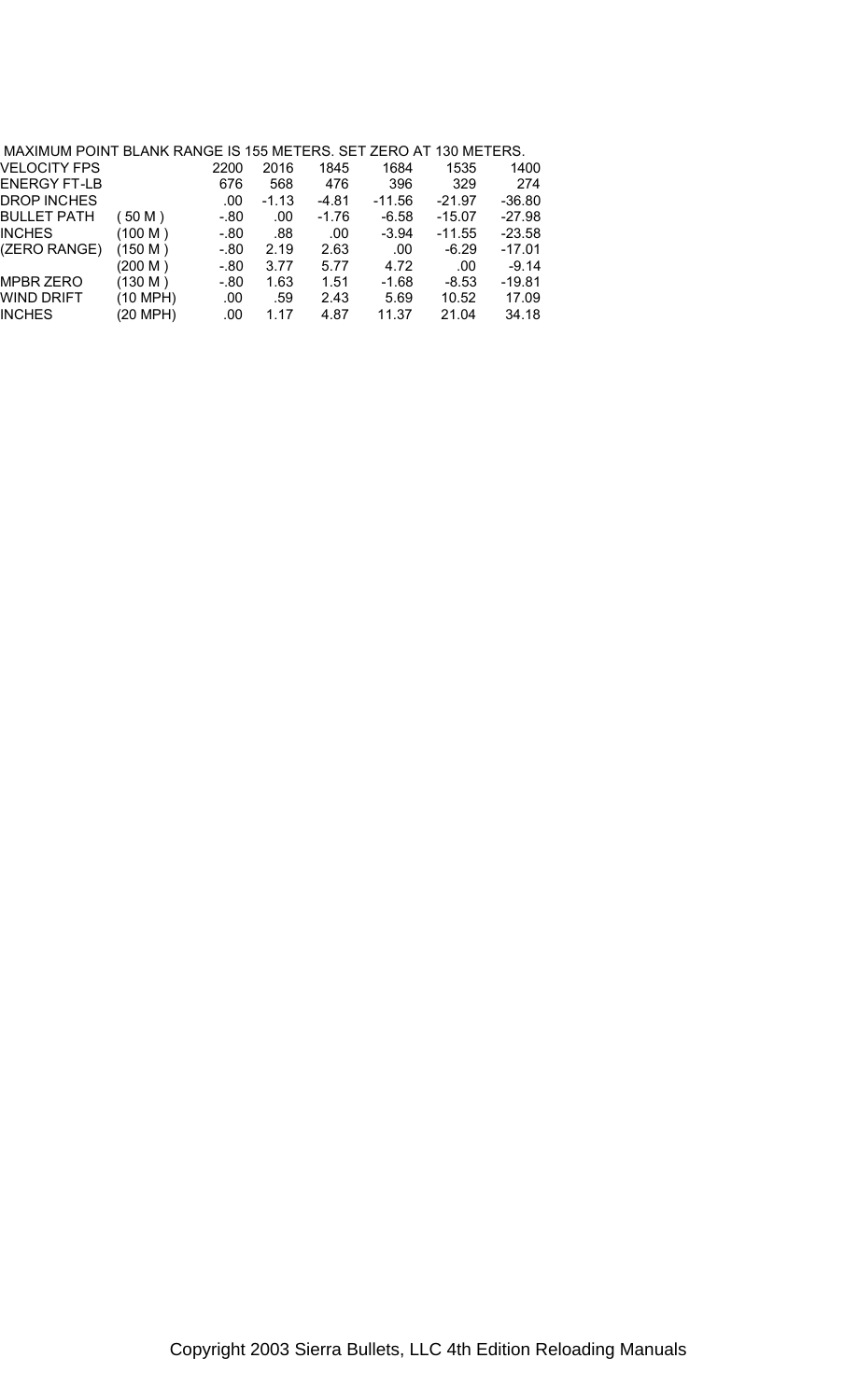MAXIMUM POINT BLANK RANGE IS 155 METERS. SET ZERO AT 130 METERS.

| | | | | | | | |
|---|---|---|---|---|---|---|---|
| VELOCITY FPS | | 2200 | 2016 | 1845 | 1684 | 1535 | 1400 |
| ENERGY FT-LB | | 676 | 568 | 476 | 396 | 329 | 274 |
| DROP INCHES | | .00 | -1.13 | -4.81 | -11.56 | -21.97 | -36.80 |
| BULLET PATH | ( 50 M ) | -.80 | .00 | -1.76 | -6.58 | -15.07 | -27.98 |
| INCHES | (100 M ) | -.80 | .88 | .00 | -3.94 | -11.55 | -23.58 |
| (ZERO RANGE) | (150 M ) | -.80 | 2.19 | 2.63 | .00 | -6.29 | -17.01 |
| | (200 M ) | -.80 | 3.77 | 5.77 | 4.72 | .00 | -9.14 |
| MPBR ZERO | (130 M ) | -.80 | 1.63 | 1.51 | -1.68 | -8.53 | -19.81 |
| WIND DRIFT | (10 MPH) | .00 | .59 | 2.43 | 5.69 | 10.52 | 17.09 |
| INCHES | (20 MPH) | .00 | 1.17 | 4.87 | 11.37 | 21.04 | 34.18 |

Copyright 2003 Sierra Bullets, LLC 4th Edition Reloading Manuals